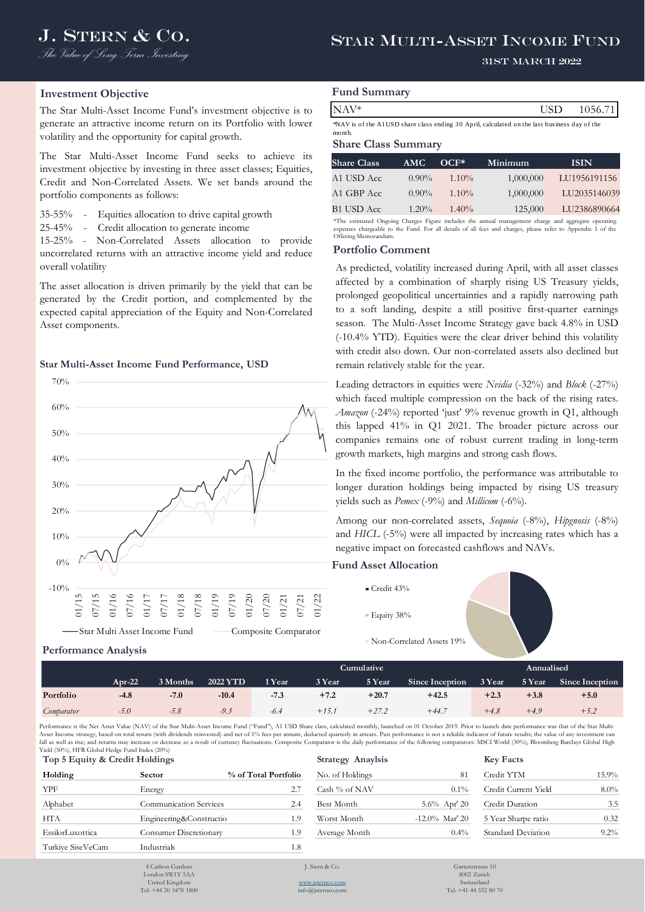# J. Stern & Co.

*The Value of Long Term Investing*

# Star Multi-Asset Income Fund

31ST MARCH 2022

## Investment Objective

The Star Multi-Asset Income Fund's investment objective is to generate an attractive income return on its Portfolio with lower volatility and the opportunity for capital growth.

The Star Multi-Asset Income Fund seeks to achieve its investment objective by investing in three asset classes; Equities, Credit and Non-Correlated Assets. We set bands around the portfolio components as follows:

35-55% - Equities allocation to drive capital growth
25-45% - Credit allocation to generate income
15-25% - Non-Correlated Assets allocation to provide uncorrelated returns with an attractive income yield and reduce overall volatility

The asset allocation is driven primarily by the yield that can be generated by the Credit portion, and complemented by the expected capital appreciation of the Equity and Non-Correlated Asset components.

## Star Multi-Asset Income Fund Performance, USD

Star Multi Asset Income Fund — Composite Comparator

## Fund Summary

| NAV* | USD | 1056.71 |
|---|---|---|

*NAV is of the A1USD share class ending 30 April, calculated on the last business day of the month.

## Share Class Summary

| Share Class | AMC | OCF* | Minimum | ISIN |
|---|---|---|---|---|
| A1 USD Acc | 0.90% | 1.10% | 1,000,000 | LU1956191156 |
| A1 GBP Acc | 0.90% | 1.10% | 1,000,000 | LU2035146039 |
| B1 USD Acc | 1.20% | 1.40% | 125,000 | LU2386890664 |

*The estimated Ongoing Charges Figure includes the annual management charge and aggregate operating expenses chargeable to the Fund. For all details of all fees and charges, please refer to Appendix 1 of the Offering Memorandum.

## Portfolio Comment

As predicted, volatility increased during April, with all asset classes affected by a combination of sharply rising US Treasury yields, prolonged geopolitical uncertainties and a rapidly narrowing path to a soft landing, despite a still positive first-quarter earnings season. The Multi-Asset Income Strategy gave back 4.8% in USD (-10.4% YTD). Equities were the clear driver behind this volatility with credit also down. Our non-correlated assets also declined but remain relatively stable for the year.

Leading detractors in equities were *Nvidia* (-32%) and *Block* (-27%) which faced multiple compression on the back of the rising rates. *Amazon* (-24%) reported 'just' 9% revenue growth in Q1, although this lapped 41% in Q1 2021. The broader picture across our companies remains one of robust current trading in long-term growth markets, high margins and strong cash flows.

In the fixed income portfolio, the performance was attributable to longer duration holdings being impacted by rising US treasury yields such as *Pemex* (-9%) and *Millicom* (-6%).

Among our non-correlated assets, *Sequoia* (-8%), *Hipgnosis* (-8%) and *HICL* (-5%) were all impacted by increasing rates which has a negative impact on forecasted cashflows and NAVs.

## Fund Asset Allocation

- Credit 43%
- Equity 38%
- Non-Correlated Assets 19%

## Performance Analysis

| | | | | Cumulative | | | | Annualised | | |
|---|---|---|---|---|---|---|---|---|---|---|
| | Apr-22 | 3 Months | 2022 YTD | 1 Year | 3 Year | 5 Year | Since Inception | 3 Year | 5 Year | Since Inception |
| **Portfolio** | **-4.8** | **-7.0** | **-10.4** | **-7.3** | **+7.2** | **+20.7** | **+42.5** | **+2.3** | **+3.8** | **+5.0** |
| *Comparator* | *-5.0* | *-5.8* | *-9.3* | *-6.4* | *+15.1* | *+27.2* | *+44.7* | *+4.8* | *+4.9* | *+5.2* |

Performance is the Net Asset Value (NAV) of the Star Multi-Asset Income Fund ("Fund"), A1 USD Share class, calculated monthly, launched on 01 October 2019. Prior to launch date performance was that of the Star Multi-Asset Income strategy, based on total return (with dividends reinvested) and net of 1% fees per annum, deducted quarterly in arrears. Past performance is not a reliable indicator of future results; the value of any investment can fall as well as rise; and returns may increase or decrease as a result of currency fluctuations. Composite Comparator is the daily performance of the following comparators: MSCI World (30%), Bloomberg Barclays Global High Yield (50%), HFR Global Hedge Fund Index (20%)

## Top 5 Equity & Credit Holdings

| Holding | Sector | % of Total Portfolio |
|---|---|---|
| YPF | Energy | 2.7 |
| Alphabet | Communication Services | 2.4 |
| HTA | Engineering&Constructio | 1.9 |
| EssilorLuxottica | Consumer Discretionary | 1.9 |
| Turkiye SiseVeCam | Industrials | 1.8 |

## Strategy Anaylsis

| | |
|---|---|
| No. of Holdings | 81 |
| Cash % of NAV | 0.1% |
| Best Month | 5.6% Apr' 20 |
| Worst Month | -12.0% Mar' 20 |
| Average Month | 0.4% |

## Key Facts

| | |
|---|---|
| Credit YTM | 15.9% |
| Credit Current Yield | 8.0% |
| Credit Duration | 3.5 |
| 5 Year Sharpe ratio | 0.32 |
| Standard Deviation | 9.2% |

4 Carlton Gardens
London SW1Y 5AA
United Kingdom
Tel: +44 20 3478 1800

J. Stern & Co.
www.jsternco.com
info@jsternco.com

Gartenstrasse 10
8002 Zurich
Switzerland
Tel: +41 44 552 80 70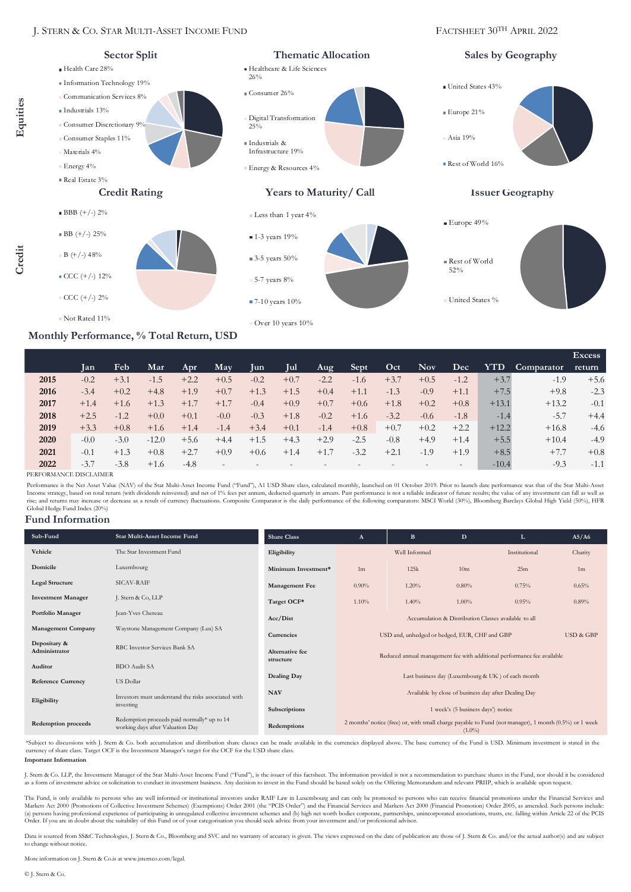J. STERN & CO. STAR MULTI-ASSET INCOME FUND

FACTSHEET 30TH APRIL 2022

## Equities

### Sector Split

- Health Care 28%
- Information Technology 19%
- Communication Services 8%
- Industrials 13%
- Consumer Discretionary 9%
- Consumer Staples 11%
- Materials 4%
- Energy 4%
- Real Estate 3%

### Thematic Allocation

- Healthcare & Life Sciences 26%
- Consumer 26%
- Digital Transformation 25%
- Industrials & Infrastructure 19%
- Energy & Resources 4%

### Sales by Geography

- United States 43%
- Europe 21%
- Asia 19%
- Rest of World 16%

## Credit

### Credit Rating

- BBB (+/-) 2%
- BB (+/-) 25%
- B (+/-) 48%
- CCC (+/-) 12%
- CCC (+/-) 2%
- Not Rated 11%

### Years to Maturity/ Call

- Less than 1 year 4%
- 1-3 years 19%
- 3-5 years 50%
- 5-7 years 8%
- 7-10 years 10%
- Over 10 years 10%

### Issuer Geography

- Europe 49%
- Rest of World 52%
- United States %

## Monthly Performance, % Total Return, USD

| | Jan | Feb | Mar | Apr | May | Jun | Jul | Aug | Sept | Oct | Nov | Dec | YTD | Comparator | Excess return |
|---|---|---|---|---|---|---|---|---|---|---|---|---|---|---|---|
| 2015 | -0.2 | +3.1 | -1.5 | +2.2 | +0.5 | -0.2 | +0.7 | -2.2 | -1.6 | +3.7 | +0.5 | -1.2 | +3.7 | -1.9 | +5.6 |
| 2016 | -3.4 | +0.2 | +4.8 | +1.9 | +0.7 | +1.3 | +1.5 | +0.4 | +1.1 | -1.3 | -0.9 | +1.1 | +7.5 | +9.8 | -2.3 |
| 2017 | +1.4 | +1.6 | +1.3 | +1.7 | +1.7 | -0.4 | +0.9 | +0.7 | +0.6 | +1.8 | +0.2 | +0.8 | +13.1 | +13.2 | -0.1 |
| 2018 | +2.5 | -1.2 | +0.0 | +0.1 | -0.0 | -0.3 | +1.8 | -0.2 | +1.6 | -3.2 | -0.6 | -1.8 | -1.4 | -5.7 | +4.4 |
| 2019 | +3.3 | +0.8 | +1.6 | +1.4 | -1.4 | +3.4 | +0.1 | -1.4 | +0.8 | +0.7 | +0.2 | +2.2 | +12.2 | +16.8 | -4.6 |
| 2020 | -0.0 | -3.0 | -12.0 | +5.6 | +4.4 | +1.5 | +4.3 | +2.9 | -2.5 | -0.8 | +4.9 | +1.4 | +5.5 | +10.4 | -4.9 |
| 2021 | -0.1 | +1.3 | +0.8 | +2.7 | +0.9 | +0.6 | +1.4 | +1.7 | -3.2 | +2.1 | -1.9 | +1.9 | +8.5 | +7.7 | +0.8 |
| 2022 | -3.7 | -3.8 | +1.6 | -4.8 | - | - | - | - | - | - | - | - | -10.4 | -9.3 | -1.1 |

PERFORMANCE DISCLAIMER

Performance is the Net Asset Value (NAV) of the Star Multi-Asset Income Fund ("Fund"), A1 USD Share class, calculated monthly, launched on 01 October 2019. Prior to launch date performance was that of the Star Multi-Asset Income strategy, based on total return (with dividends reinvested) and net of 1% fees per annum, deducted quarterly in arrears. Past performance is not a reliable indicator of future results; the value of any investment can fall as well as rise; and returns may increase or decrease as a result of currency fluctuations. Composite Comparator is the daily performance of the following comparators: MSCI World (30%), Bloomberg Barclays Global High Yield (50%), HFR Global Hedge Fund Index (20%)

## Fund Information

| Sub-Fund | Star Multi-Asset Income Fund |
|---|---|
| Vehicle | The Star Investment Fund |
| Domicile | Luxembourg |
| Legal Structure | SICAV-RAIF |
| Investment Manager | J. Stern & Co, LLP |
| Portfolio Manager | Jean-Yves Chereau |
| Management Company | Waystone Management Company (Lux) SA |
| Depositary & Administrator | RBC Investor Services Bank SA |
| Auditor | BDO Audit SA |
| Reference Currency | US Dollar |
| Eligibility | Investors must understand the risks associated with investing |
| Redemption proceeds | Redemption proceeds paid normally* up to 14 working days after Valuation Day |

| Share Class | A | B | D | L | A5/A6 |
|---|---|---|---|---|---|
| Eligibility | | Well Informed | | Institutional | Charity |
| Minimum Investment* | 1m | 125k | 10m | 25m | 1m |
| Management Fee | 0.90% | 1.20% | 0.80% | 0.75% | 0.65% |
| Target OCF* | 1.10% | 1.40% | 1.00% | 0.95% | 0.89% |
| Acc/Dist | Accumulation & Distribution Classes available to all | | | | |
| Currencies | USD and, unhedged or hedged, EUR, CHF and GBP | | | | USD & GBP |
| Alternative fee structure | Reduced annual management fee with additional performance fee available | | | | |
| Dealing Day | Last business day (Luxembourg & UK) of each month | | | | |
| NAV | Available by close of business day after Dealing Day | | | | |
| Subscriptions | 1 week's (5 business days') notice | | | | |
| Redemptions | 2 months' notice (free) or, with small charge payable to Fund (not manager), 1 month (0.5%) or 1 week (1.0%) | | | | |

*Subject to discussions with J. Stern & Co. both accumulation and distribution share classes can be made available in the currencies displayed above. The base currency of the Fund is USD. Minimum investment is stated in the currency of share class. Target OCF is the Investment Manager's target for the OCF for the USD share class.

**Important Information**

J. Stern & Co. LLP, the Investment Manager of the Star Multi-Asset Income Fund ("Fund"), is the issuer of this factsheet. The information provided is not a recommendation to purchase shares in the Fund, nor should it be considered as a form of investment advice or solicitation to conduct in investment business. Any decision to invest in the Fund should be based solely on the Offering Memorandum and relevant PRIIP, which is available upon request.

The Fund, is only available to persons who are well informed or institutional investors under RAIF Law in Luxembourg and can only be promoted to persons who can receive financial promotions under the Financial Services and Markets Act 2000 (Promotions of Collective Investment Schemes) (Exemptions) Order 2001 (the "PCIS Order") and the Financial Services and Markets Act 2000 (Financial Promotion) Order 2005, as amended. Such persons include: (a) persons having professional experience of participating in unregulated collective investment schemes and (b) high net worth bodies corporate, partnerships, unincorporated associations, trusts, etc. falling within Article 22 of the PCIS Order. If you are in doubt about the suitability of this Fund or of your categorisation you should seek advice from your investment and/or professional advisor.

Data is sourced from SS&C Technologies, J. Stern & Co., Bloomberg and SVC and no warranty of accuracy is given. The views expressed on the date of publication are those of J. Stern & Co. and/or the actual author(s) and are subject to change without notice.

More information on J. Stern & Co.is at www.jsternco.com/legal.

© J. Stern & Co.